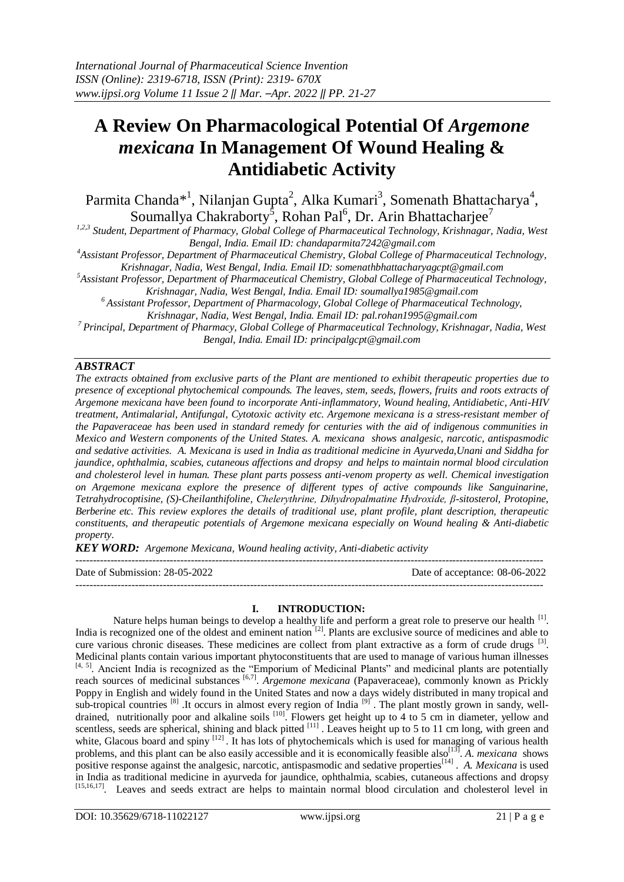# A Review On Pharmacological Potential Of *Argemone mexicana* In Management Of Wound Healing & Antidiabetic Activity

Parmita Chanda*[1], Nilanjan Gupta[2], Alka Kumari[3], Somenath Bhattacharya[4], Soumallya Chakraborty[5], Rohan Pal[6], Dr. Arin Bhattacharjee[7]

[1,2,3] Student, Department of Pharmacy, Global College of Pharmaceutical Technology, Krishnagar, Nadia, West Bengal, India. Email ID: chandaparmita7242@gmail.com

[4] Assistant Professor, Department of Pharmaceutical Chemistry, Global College of Pharmaceutical Technology, Krishnagar, Nadia, West Bengal, India. Email ID: somenathbhattacharyagcpt@gmail.com

[5] Assistant Professor, Department of Pharmaceutical Chemistry, Global College of Pharmaceutical Technology, Krishnagar, Nadia, West Bengal, India. Email ID: soumallya1985@gmail.com

[6] Assistant Professor, Department of Pharmacology, Global College of Pharmaceutical Technology, Krishnagar, Nadia, West Bengal, India. Email ID: pal.rohan1995@gmail.com

[7] Principal, Department of Pharmacy, Global College of Pharmaceutical Technology, Krishnagar, Nadia, West Bengal, India. Email ID: principalgcpt@gmail.com

## ABSTRACT

*The extracts obtained from exclusive parts of the Plant are mentioned to exhibit therapeutic properties due to presence of exceptional phytochemical compounds. The leaves, stem, seeds, flowers, fruits and roots extracts of Argemone mexicana have been found to incorporate Anti-inflammatory, Wound healing, Antidiabetic, Anti-HIV treatment, Antimalarial, Antifungal, Cytotoxic activity etc. Argemone mexicana is a stress-resistant member of the Papaveraceae has been used in standard remedy for centuries with the aid of indigenous communities in Mexico and Western components of the United States. A. mexicana shows analgesic, narcotic, antispasmodic and sedative activities. A. Mexicana is used in India as traditional medicine in Ayurveda,Unani and Siddha for jaundice, ophthalmia, scabies, cutaneous affections and dropsy and helps to maintain normal blood circulation and cholesterol level in human. These plant parts possess anti-venom property as well. Chemical investigation on Argemone mexicana explore the presence of different types of active compounds like Sanguinarine, Tetrahydrocoptisine, (S)-Cheilanthifoline, Chelerythrine, Dihydropalmatine Hydroxide, β-sitosterol, Protopine, Berberine etc. This review explores the details of traditional use, plant profile, plant description, therapeutic constituents, and therapeutic potentials of Argemone mexicana especially on Wound healing & Anti-diabetic property.*

***KEY WORD:*** *Argemone Mexicana, Wound healing activity, Anti-diabetic activity*

Date of Submission: 28-05-2022 | Date of acceptance: 08-06-2022

## I. INTRODUCTION:

Nature helps human beings to develop a healthy life and perform a great role to preserve our health [1]. India is recognized one of the oldest and eminent nation [2]. Plants are exclusive source of medicines and able to cure various chronic diseases. These medicines are collect from plant extractive as a form of crude drugs [3]. Medicinal plants contain various important phytoconstituents that are used to manage of various human illnesses [4, 5]. Ancient India is recognized as the "Emporium of Medicinal Plants" and medicinal plants are potentially reach sources of medicinal substances [6,7]. *Argemone mexicana* (Papaveraceae), commonly known as Prickly Poppy in English and widely found in the United States and now a days widely distributed in many tropical and sub-tropical countries [8] .It occurs in almost every region of India [9] . The plant mostly grown in sandy, well-drained, nutritionally poor and alkaline soils [10]. Flowers get height up to 4 to 5 cm in diameter, yellow and scentless, seeds are spherical, shining and black pitted [11] . Leaves height up to 5 to 11 cm long, with green and white, Glacous board and spiny [12] . It has lots of phytochemicals which is used for managing of various health problems, and this plant can be also easily accessible and it is economically feasible also[13]. *A. mexicana* shows positive response against the analgesic, narcotic, antispasmodic and sedative properties[14] . *A. Mexicana* is used in India as traditional medicine in ayurveda for jaundice, ophthalmia, scabies, cutaneous affections and dropsy [15,16,17]. Leaves and seeds extract are helps to maintain normal blood circulation and cholesterol level in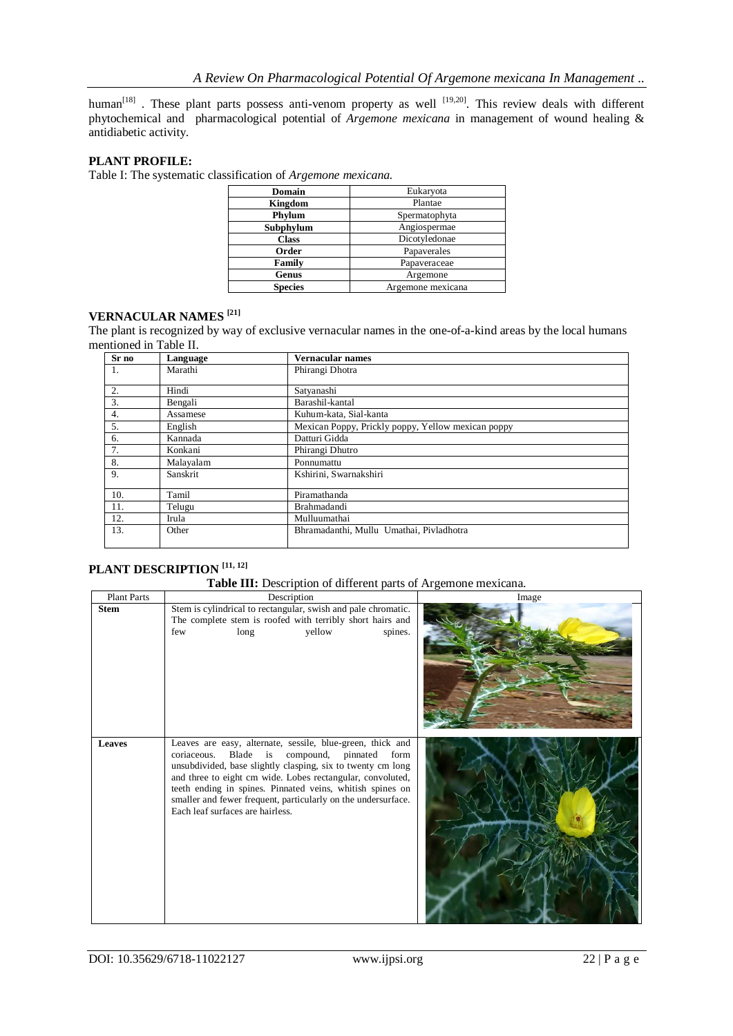human[18] . These plant parts possess anti-venom property as well [19,20]. This review deals with different phytochemical and pharmacological potential of *Argemone mexicana* in management of wound healing & antidiabetic activity.

## PLANT PROFILE:

Table I: The systematic classification of *Argemone mexicana.*

| **Domain** | Eukaryota |
|---|---|
| **Kingdom** | Plantae |
| **Phylum** | Spermatophyta |
| **Subphylum** | Angiospermae |
| **Class** | Dicotyledonae |
| **Order** | Papaverales |
| **Family** | Papaveraceae |
| **Genus** | Argemone |
| **Species** | Argemone mexicana |

## VERNACULAR NAMES [21]

The plant is recognized by way of exclusive vernacular names in the one-of-a-kind areas by the local humans mentioned in Table II.

| Sr no | Language | Vernacular names |
|---|---|---|
| 1. | Marathi | Phirangi Dhotra |
| 2. | Hindi | Satyanashi |
| 3. | Bengali | Barashil-kantal |
| 4. | Assamese | Kuhum-kata, Sial-kanta |
| 5. | English | Mexican Poppy, Prickly poppy, Yellow mexican poppy |
| 6. | Kannada | Datturi Gidda |
| 7. | Konkani | Phirangi Dhutro |
| 8. | Malayalam | Ponnumattu |
| 9. | Sanskrit | Kshirini, Swarnakshiri |
| 10. | Tamil | Piramathanda |
| 11. | Telugu | Brahmadandi |
| 12. | Irula | Mulluumathai |
| 13. | Other | Bhramadanthi, Mullu Umathai, Pivladhotra |

## PLANT DESCRIPTION [11, 12]

**Table III:** Description of different parts of Argemone mexicana.

| Plant Parts | Description | Image |
|---|---|---|
| **Stem** | Stem is cylindrical to rectangular, swish and pale chromatic. The complete stem is roofed with terribly short hairs and few long yellow spines. | |
| **Leaves** | Leaves are easy, alternate, sessile, blue-green, thick and coriaceous. Blade is compound, pinnated form unsubdivided, base slightly clasping, six to twenty cm long and three to eight cm wide. Lobes rectangular, convoluted, teeth ending in spines. Pinnated veins, whitish spines on smaller and fewer frequent, particularly on the undersurface. Each leaf surfaces are hairless. | |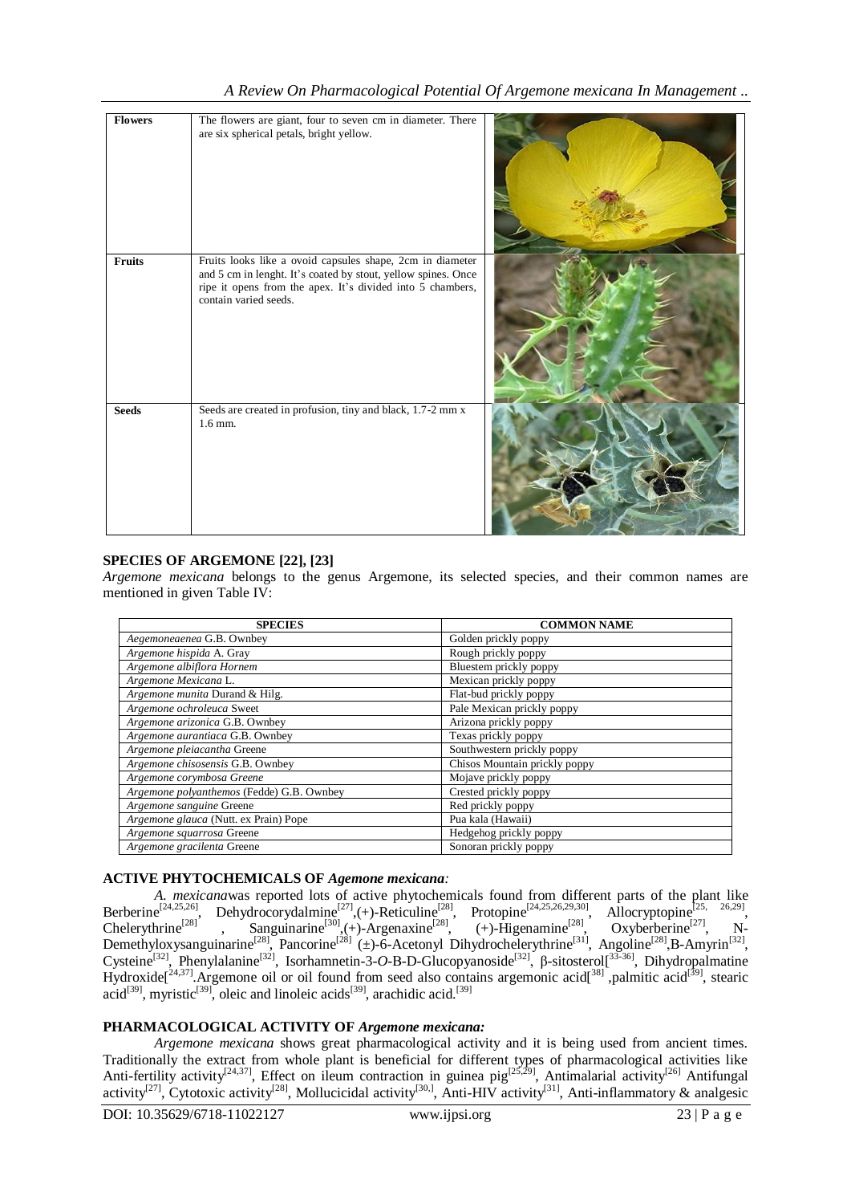| | | |
|---|---|---|
| **Flowers** | The flowers are giant, four to seven cm in diameter. There are six spherical petals, bright yellow. | |
| **Fruits** | Fruits looks like a ovoid capsules shape, 2cm in diameter and 5 cm in lenght. It's coated by stout, yellow spines. Once ripe it opens from the apex. It's divided into 5 chambers, contain varied seeds. | |
| **Seeds** | Seeds are created in profusion, tiny and black, 1.7-2 mm x 1.6 mm. | |

## SPECIES OF ARGEMONE [22], [23]

*Argemone mexicana* belongs to the genus Argemone, its selected species, and their common names are mentioned in given Table IV:

| SPECIES | COMMON NAME |
|---|---|
| *Aegemoneaenea* G.B. Ownbey | Golden prickly poppy |
| *Argemone hispida* A. Gray | Rough prickly poppy |
| *Argemone albiflora Hornem* | Bluestem prickly poppy |
| *Argemone Mexicana* L. | Mexican prickly poppy |
| *Argemone munita* Durand & Hilg. | Flat-bud prickly poppy |
| *Argemone ochroleuca* Sweet | Pale Mexican prickly poppy |
| *Argemone arizonica* G.B. Ownbey | Arizona prickly poppy |
| *Argemone aurantiaca* G.B. Ownbey | Texas prickly poppy |
| *Argemone pleiacantha* Greene | Southwestern prickly poppy |
| *Argemone chisosensis* G.B. Ownbey | Chisos Mountain prickly poppy |
| *Argemone corymbosa Greene* | Mojave prickly poppy |
| *Argemone polyanthemos* (Fedde) G.B. Ownbey | Crested prickly poppy |
| *Argemone sanguine* Greene | Red prickly poppy |
| *Argemone glauca* (Nutt. ex Prain) Pope | Pua kala (Hawaii) |
| *Argemone squarrosa* Greene | Hedgehog prickly poppy |
| *Argemone gracilenta* Greene | Sonoran prickly poppy |

## ACTIVE PHYTOCHEMICALS OF *Agemone mexicana:*

*A. mexicana*was reported lots of active phytochemicals found from different parts of the plant like Berberine[24,25,26], Dehydrocorydalmine[27],(+)-Reticuline[28], Protopine[24,25,26,29,30], Allocryptopine[25, 26,29], Chelerythrine[28], Sanguinarine[30],(+)-Argenaxine[28], (+)-Higenamine[28], Oxyberberine[27], N-Demethyloxysanguinarine[28], Pancorine[28] (±)-6-Acetonyl Dihydrochelerythrine[31], Angoline[28],B-Amyrin[32], Cysteine[32], Phenylalanine[32], Isorhamnetin-3-*O*-B-D-Glucopyanoside[32], β-sitosterol[33-36], Dihydropalmatine Hydroxide[24,37].Argemone oil or oil found from seed also contains argemonic acid[38] ,palmitic acid[39], stearic acid[39], myristic[39], oleic and linoleic acids[39], arachidic acid.[39]

## PHARMACOLOGICAL ACTIVITY OF *Argemone mexicana:*

*Argemone mexicana* shows great pharmacological activity and it is being used from ancient times. Traditionally the extract from whole plant is beneficial for different types of pharmacological activities like Anti-fertility activity[24,37], Effect on ileum contraction in guinea pig[25,29], Antimalarial activity[26] Antifungal activity[27], Cytotoxic activity[28], Mollucicidal activity[30,], Anti-HIV activity[31], Anti-inflammatory & analgesic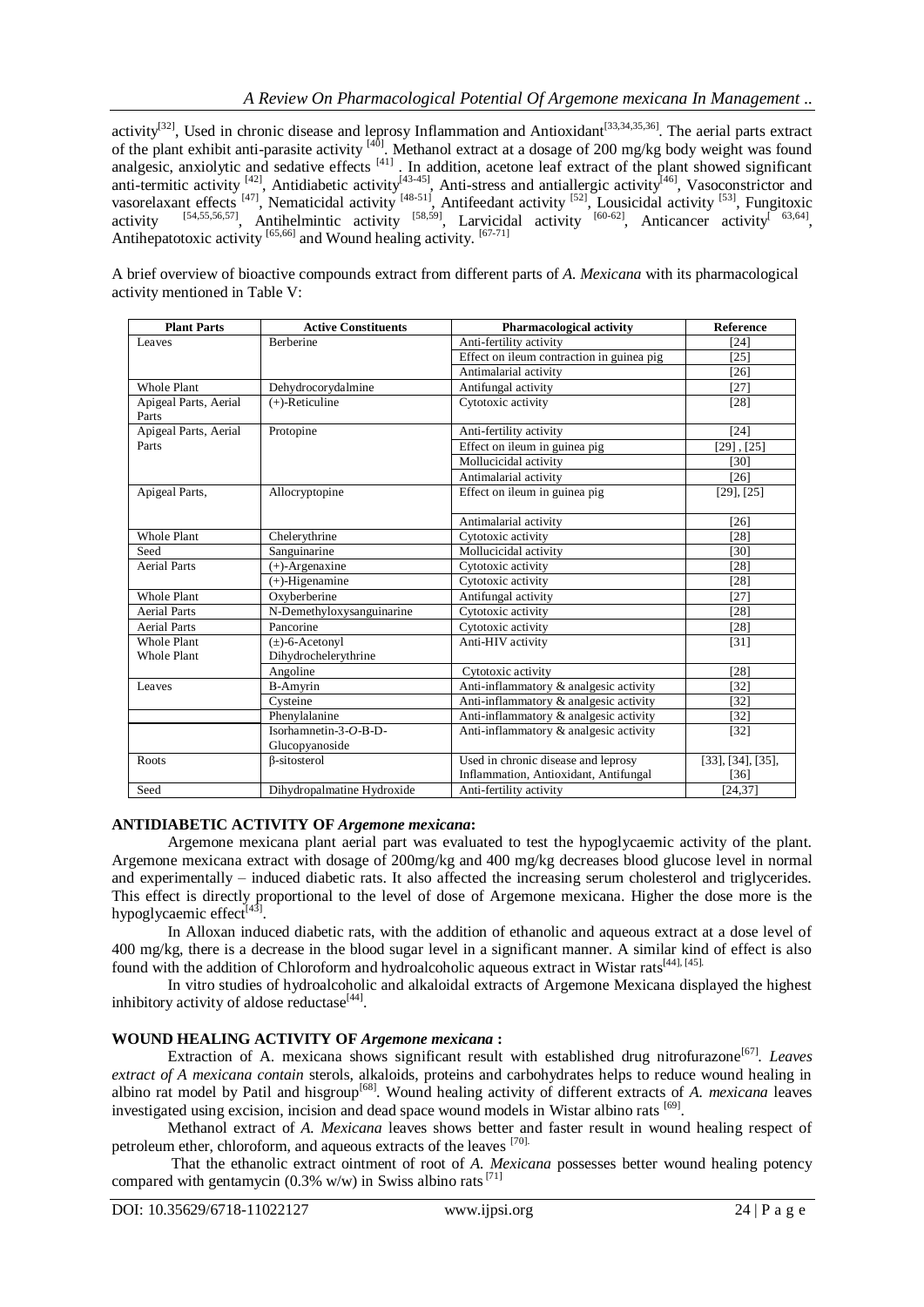activity[32], Used in chronic disease and leprosy Inflammation and Antioxidant[33,34,35,36]. The aerial parts extract of the plant exhibit anti-parasite activity [40]. Methanol extract at a dosage of 200 mg/kg body weight was found analgesic, anxiolytic and sedative effects [41] . In addition, acetone leaf extract of the plant showed significant anti-termitic activity [42], Antidiabetic activity[43-45], Anti-stress and antiallergic activity[46], Vasoconstrictor and vasorelaxant effects [47], Nematicidal activity [48-51], Antifeedant activity [52], Lousicidal activity [53], Fungitoxic activity [54,55,56,57], Antihelmintic activity [58,59], Larvicidal activity [60-62], Anticancer activity[63,64], Antihepatotoxic activity [65,66] and Wound healing activity. [67-71]

A brief overview of bioactive compounds extract from different parts of *A. Mexicana* with its pharmacological activity mentioned in Table V:

| Plant Parts | Active Constituents | Pharmacological activity | Reference |
|---|---|---|---|
| Leaves | Berberine | Anti-fertility activity | [24] |
| | | Effect on ileum contraction in guinea pig | [25] |
| | | Antimalarial activity | [26] |
| Whole Plant | Dehydrocorydalmine | Antifungal activity | [27] |
| Apigeal Parts, Aerial Parts | (+)-Reticuline | Cytotoxic activity | [28] |
| Apigeal Parts, Aerial Parts | Protopine | Anti-fertility activity | [24] |
| | | Effect on ileum in guinea pig | [29] , [25] |
| | | Mollucicidal activity | [30] |
| | | Antimalarial activity | [26] |
| Apigeal Parts, | Allocryptopine | Effect on ileum in guinea pig | [29], [25] |
| | | Antimalarial activity | [26] |
| Whole Plant | Chelerythrine | Cytotoxic activity | [28] |
| Seed | Sanguinarine | Mollucicidal activity | [30] |
| Aerial Parts | (+)-Argenaxine | Cytotoxic activity | [28] |
| | (+)-Higenamine | Cytotoxic activity | [28] |
| Whole Plant | Oxyberberine | Antifungal activity | [27] |
| Aerial Parts | N-Demethyloxysanguinarine | Cytotoxic activity | [28] |
| Aerial Parts | Pancorine | Cytotoxic activity | [28] |
| Whole Plant<br>Whole Plant | (±)-6-Acetonyl Dihydrochelerythrine | Anti-HIV activity | [31] |
| | Angoline | Cytotoxic activity | [28] |
| Leaves | Β-Amyrin | Anti-inflammatory & analgesic activity | [32] |
| | Cysteine | Anti-inflammatory & analgesic activity | [32] |
| | Phenylalanine | Anti-inflammatory & analgesic activity | [32] |
| | Isorhamnetin-3-*O*-B-D-Glucopyanoside | Anti-inflammatory & analgesic activity | [32] |
| Roots | β-sitosterol | Used in chronic disease and leprosy Inflammation, Antioxidant, Antifungal | [33], [34], [35], [36] |
| Seed | Dihydropalmatine Hydroxide | Anti-fertility activity | [24,37] |

## ANTIDIABETIC ACTIVITY OF *Argemone mexicana*:

Argemone mexicana plant aerial part was evaluated to test the hypoglycaemic activity of the plant. Argemone mexicana extract with dosage of 200mg/kg and 400 mg/kg decreases blood glucose level in normal and experimentally – induced diabetic rats. It also affected the increasing serum cholesterol and triglycerides. This effect is directly proportional to the level of dose of Argemone mexicana. Higher the dose more is the hypoglycaemic effect[43].

In Alloxan induced diabetic rats, with the addition of ethanolic and aqueous extract at a dose level of 400 mg/kg, there is a decrease in the blood sugar level in a significant manner. A similar kind of effect is also found with the addition of Chloroform and hydroalcoholic aqueous extract in Wistar rats[44], [45].

In vitro studies of hydroalcoholic and alkaloidal extracts of Argemone Mexicana displayed the highest inhibitory activity of aldose reductase[44].

## WOUND HEALING ACTIVITY OF *Argemone mexicana* :

Extraction of A. mexicana shows significant result with established drug nitrofurazone[67]. *Leaves extract of A mexicana contain* sterols, alkaloids, proteins and carbohydrates helps to reduce wound healing in albino rat model by Patil and hisgroup[68]. Wound healing activity of different extracts of *A. mexicana* leaves investigated using excision, incision and dead space wound models in Wistar albino rats [69].

Methanol extract of *A. Mexicana* leaves shows better and faster result in wound healing respect of petroleum ether, chloroform, and aqueous extracts of the leaves [70].

That the ethanolic extract ointment of root of *A. Mexicana* possesses better wound healing potency compared with gentamycin (0.3% w/w) in Swiss albino rats [71]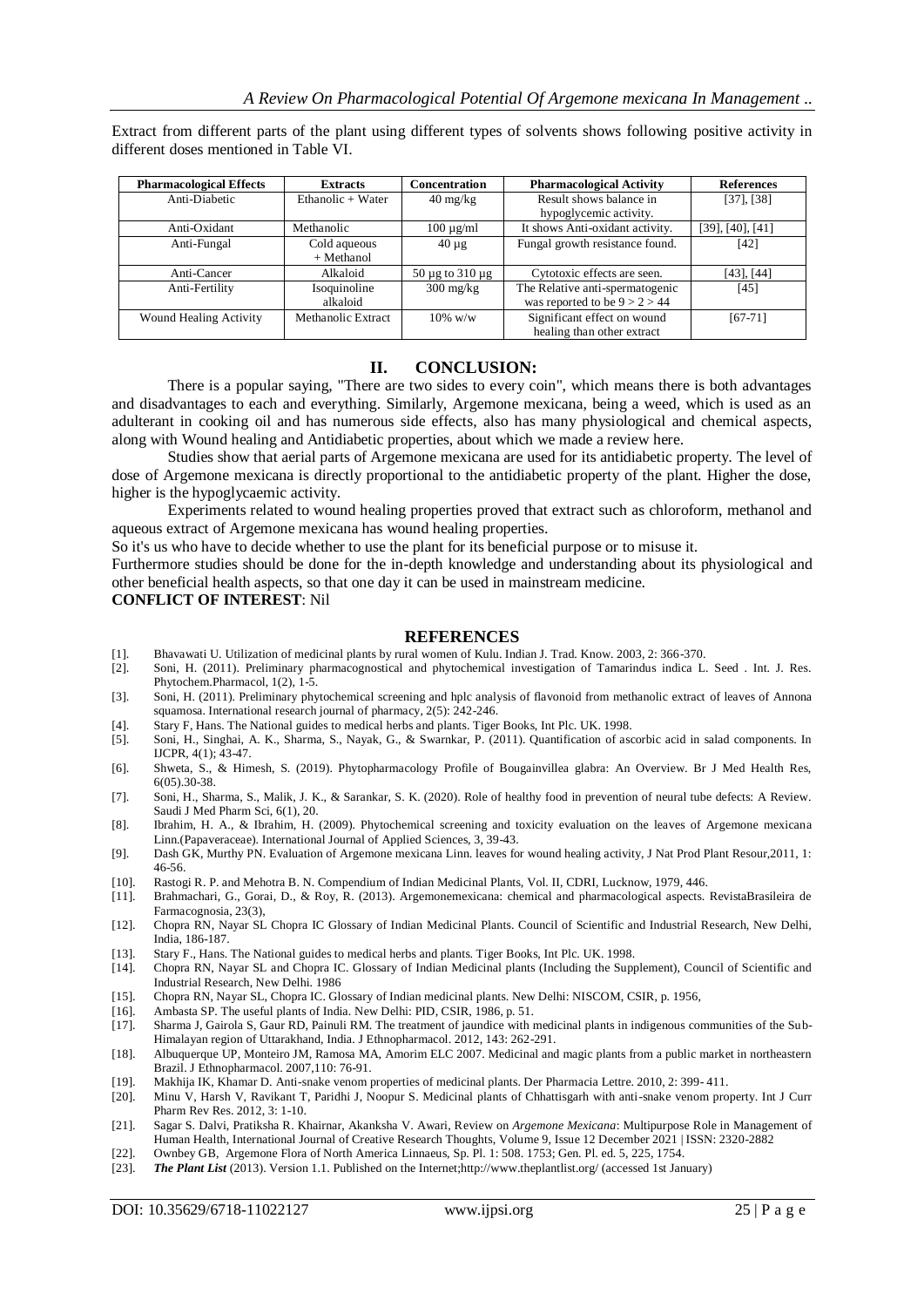Extract from different parts of the plant using different types of solvents shows following positive activity in different doses mentioned in Table VI.

| Pharmacological Effects | Extracts | Concentration | Pharmacological Activity | References |
|---|---|---|---|---|
| Anti-Diabetic | Ethanolic + Water | 40 mg/kg | Result shows balance in hypoglycemic activity. | [37], [38] |
| Anti-Oxidant | Methanolic | 100 µg/ml | It shows Anti-oxidant activity. | [39], [40], [41] |
| Anti-Fungal | Cold aqueous + Methanol | 40 µg | Fungal growth resistance found. | [42] |
| Anti-Cancer | Alkaloid | 50 µg to 310 µg | Cytotoxic effects are seen. | [43], [44] |
| Anti-Fertility | Isoquinoline alkaloid | 300 mg/kg | The Relative anti-spermatogenic was reported to be 9 > 2 > 44 | [45] |
| Wound Healing Activity | Methanolic Extract | 10% w/w | Significant effect on wound healing than other extract | [67-71] |

## II. CONCLUSION:

There is a popular saying, "There are two sides to every coin", which means there is both advantages and disadvantages to each and everything. Similarly, Argemone mexicana, being a weed, which is used as an adulterant in cooking oil and has numerous side effects, also has many physiological and chemical aspects, along with Wound healing and Antidiabetic properties, about which we made a review here.

Studies show that aerial parts of Argemone mexicana are used for its antidiabetic property. The level of dose of Argemone mexicana is directly proportional to the antidiabetic property of the plant. Higher the dose, higher is the hypoglycaemic activity.

Experiments related to wound healing properties proved that extract such as chloroform, methanol and aqueous extract of Argemone mexicana has wound healing properties.

So it's us who have to decide whether to use the plant for its beneficial purpose or to misuse it.

Furthermore studies should be done for the in-depth knowledge and understanding about its physiological and other beneficial health aspects, so that one day it can be used in mainstream medicine.

**CONFLICT OF INTEREST**: Nil

## REFERENCES

[1]. Bhavawati U. Utilization of medicinal plants by rural women of Kulu. Indian J. Trad. Know. 2003, 2: 366-370.
[2]. Soni, H. (2011). Preliminary pharmacognostical and phytochemical investigation of Tamarindus indica L. Seed . Int. J. Res. Phytochem.Pharmacol, 1(2), 1-5.
[3]. Soni, H. (2011). Preliminary phytochemical screening and hplc analysis of flavonoid from methanolic extract of leaves of Annona squamosa. International research journal of pharmacy, 2(5): 242-246.
[4]. Stary F, Hans. The National guides to medical herbs and plants. Tiger Books, Int Plc. UK. 1998.
[5]. Soni, H., Singhai, A. K., Sharma, S., Nayak, G., & Swarnkar, P. (2011). Quantification of ascorbic acid in salad components. In IJCPR, 4(1); 43-47.
[6]. Shweta, S., & Himesh, S. (2019). Phytopharmacology Profile of Bougainvillea glabra: An Overview. Br J Med Health Res, 6(05).30-38.
[7]. Soni, H., Sharma, S., Malik, J. K., & Sarankar, S. K. (2020). Role of healthy food in prevention of neural tube defects: A Review. Saudi J Med Pharm Sci, 6(1), 20.
[8]. Ibrahim, H. A., & Ibrahim, H. (2009). Phytochemical screening and toxicity evaluation on the leaves of Argemone mexicana Linn.(Papaveraceae). International Journal of Applied Sciences, 3, 39-43.
[9]. Dash GK, Murthy PN. Evaluation of Argemone mexicana Linn. leaves for wound healing activity, J Nat Prod Plant Resour,2011, 1: 46-56.
[10]. Rastogi R. P. and Mehotra B. N. Compendium of Indian Medicinal Plants, Vol. II, CDRI, Lucknow, 1979, 446.
[11]. Brahmachari, G., Gorai, D., & Roy, R. (2013). Argemonemexicana: chemical and pharmacological aspects. RevistaBrasileira de Farmacognosia, 23(3),
[12]. Chopra RN, Nayar SL Chopra IC Glossary of Indian Medicinal Plants. Council of Scientific and Industrial Research, New Delhi, India, 186-187.
[13]. Stary F., Hans. The National guides to medical herbs and plants. Tiger Books, Int Plc. UK. 1998.
[14]. Chopra RN, Nayar SL and Chopra IC. Glossary of Indian Medicinal plants (Including the Supplement), Council of Scientific and Industrial Research, New Delhi. 1986
[15]. Chopra RN, Nayar SL, Chopra IC. Glossary of Indian medicinal plants. New Delhi: NISCOM, CSIR, p. 1956,
[16]. Ambasta SP. The useful plants of India. New Delhi: PID, CSIR, 1986, p. 51.
[17]. Sharma J, Gairola S, Gaur RD, Painuli RM. The treatment of jaundice with medicinal plants in indigenous communities of the Sub-Himalayan region of Uttarakhand, India. J Ethnopharmacol. 2012, 143: 262-291.
[18]. Albuquerque UP, Monteiro JM, Ramosa MA, Amorim ELC 2007. Medicinal and magic plants from a public market in northeastern Brazil. J Ethnopharmacol. 2007,110: 76-91.
[19]. Makhija IK, Khamar D. Anti-snake venom properties of medicinal plants. Der Pharmacia Lettre. 2010, 2: 399- 411.
[20]. Minu V, Harsh V, Ravikant T, Paridhi J, Noopur S. Medicinal plants of Chhattisgarh with anti-snake venom property. Int J Curr Pharm Rev Res. 2012, 3: 1-10.
[21]. Sagar S. Dalvi, Pratiksha R. Khairnar, Akanksha V. Awari, Review on *Argemone Mexicana*: Multipurpose Role in Management of Human Health, International Journal of Creative Research Thoughts, Volume 9, Issue 12 December 2021 | ISSN: 2320-2882
[22]. Ownbey GB, Argemone Flora of North America Linnaeus, Sp. Pl. 1: 508. 1753; Gen. Pl. ed. 5, 225, 1754.
[23]. ***The Plant List*** (2013). Version 1.1. Published on the Internet;http://www.theplantlist.org/ (accessed 1st January)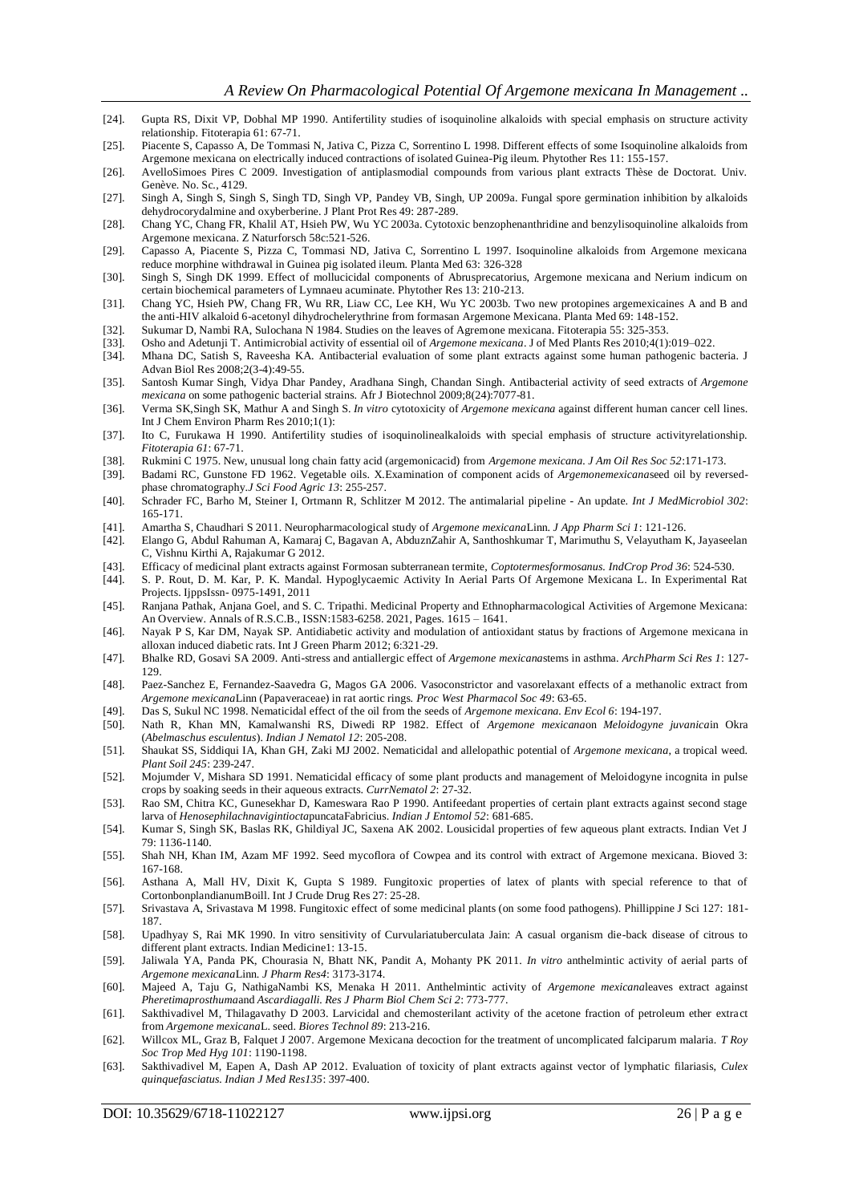[24]. Gupta RS, Dixit VP, Dobhal MP 1990. Antifertility studies of isoquinoline alkaloids with special emphasis on structure activity relationship. Fitoterapia 61: 67-71.

[25]. Piacente S, Capasso A, De Tommasi N, Jativa C, Pizza C, Sorrentino L 1998. Different effects of some Isoquinoline alkaloids from Argemone mexicana on electrically induced contractions of isolated Guinea-Pig ileum. Phytother Res 11: 155-157.

[26]. AvelloSimoes Pires C 2009. Investigation of antiplasmodial compounds from various plant extracts Thèse de Doctorat. Univ. Genève. No. Sc., 4129.

[27]. Singh A, Singh S, Singh S, Singh TD, Singh VP, Pandey VB, Singh, UP 2009a. Fungal spore germination inhibition by alkaloids dehydrocorydalmine and oxyberberine. J Plant Prot Res 49: 287-289.

[28]. Chang YC, Chang FR, Khalil AT, Hsieh PW, Wu YC 2003a. Cytotoxic benzophenanthridine and benzylisoquinoline alkaloids from Argemone mexicana. Z Naturforsch 58c:521-526.

[29]. Capasso A, Piacente S, Pizza C, Tommasi ND, Jativa C, Sorrentino L 1997. Isoquinoline alkaloids from Argemone mexicana reduce morphine withdrawal in Guinea pig isolated ileum. Planta Med 63: 326-328

[30]. Singh S, Singh DK 1999. Effect of mollucicidal components of Abrusprecatorius, Argemone mexicana and Nerium indicum on certain biochemical parameters of Lymnaeu acuminate. Phytother Res 13: 210-213.

[31]. Chang YC, Hsieh PW, Chang FR, Wu RR, Liaw CC, Lee KH, Wu YC 2003b. Two new protopines argemexicaines A and B and the anti-HIV alkaloid 6-acetonyl dihydrochelerythrine from formasan Argemone Mexicana. Planta Med 69: 148-152.

[32]. Sukumar D, Nambi RA, Sulochana N 1984. Studies on the leaves of Agremone mexicana. Fitoterapia 55: 325-353.

[33]. Osho and Adetunji T. Antimicrobial activity of essential oil of *Argemone mexicana*. J of Med Plants Res 2010;4(1):019–022.

[34]. Mhana DC, Satish S, Raveesha KA. Antibacterial evaluation of some plant extracts against some human pathogenic bacteria. J Advan Biol Res 2008;2(3-4):49-55.

[35]. Santosh Kumar Singh, Vidya Dhar Pandey, Aradhana Singh, Chandan Singh. Antibacterial activity of seed extracts of *Argemone mexicana* on some pathogenic bacterial strains. Afr J Biotechnol 2009;8(24):7077-81.

[36]. Verma SK,Singh SK, Mathur A and Singh S. *In vitro* cytotoxicity of *Argemone mexicana* against different human cancer cell lines. Int J Chem Environ Pharm Res 2010;1(1):

[37]. Ito C, Furukawa H 1990. Antifertility studies of isoquinolinealkaloids with special emphasis on structure activityrelationship. *Fitoterapia 61*: 67-71.

[38]. Rukmini C 1975. New, unusual long chain fatty acid (argemonicacid) from *Argemone mexicana*. *J Am Oil Res Soc 52*:171-173.

[39]. Badami RC, Gunstone FD 1962. Vegetable oils. X.Examination of component acids of *Argemonemexicana*seed oil by reversed-phase chromatography.*J Sci Food Agric 13*: 255-257.

[40]. Schrader FC, Barho M, Steiner I, Ortmann R, Schlitzer M 2012. The antimalarial pipeline - An update. *Int J MedMicrobiol 302*: 165-171.

[41]. Amartha S, Chaudhari S 2011. Neuropharmacological study of *Argemone mexicana*Linn. *J App Pharm Sci 1*: 121-126.

[42]. Elango G, Abdul Rahuman A, Kamaraj C, Bagavan A, AbduznZahir A, Santhoshkumar T, Marimuthu S, Velayutham K, Jayaseelan C, Vishnu Kirthi A, Rajakumar G 2012.

[43]. Efficacy of medicinal plant extracts against Formosan subterranean termite, *Coptotermesformosanus*. *IndCrop Prod 36*: 524-530.

[44]. S. P. Rout, D. M. Kar, P. K. Mandal. Hypoglycaemic Activity In Aerial Parts Of Argemone Mexicana L. In Experimental Rat Projects. IjppsIssn- 0975-1491, 2011

[45]. Ranjana Pathak, Anjana Goel, and S. C. Tripathi. Medicinal Property and Ethnopharmacological Activities of Argemone Mexicana: An Overview. Annals of R.S.C.B., ISSN:1583-6258. 2021, Pages. 1615 – 1641.

[46]. Nayak P S, Kar DM, Nayak SP. Antidiabetic activity and modulation of antioxidant status by fractions of Argemone mexicana in alloxan induced diabetic rats. Int J Green Pharm 2012; 6:321-29.

[47]. Bhalke RD, Gosavi SA 2009. Anti-stress and antiallergic effect of *Argemone mexicana*stems in asthma. *ArchPharm Sci Res 1*: 127-129.

[48]. Paez-Sanchez E, Fernandez-Saavedra G, Magos GA 2006. Vasoconstrictor and vasorelaxant effects of a methanolic extract from *Argemone mexicana*Linn (Papaveraceae) in rat aortic rings. *Proc West Pharmacol Soc 49*: 63-65.

[49]. Das S, Sukul NC 1998. Nematicidal effect of the oil from the seeds of *Argemone mexicana. Env Ecol 6*: 194-197.

[50]. Nath R, Khan MN, Kamalwanshi RS, Diwedi RP 1982. Effect of *Argemone mexicana*on *Meloidogyne juvanica*in Okra (*Abelmaschus esculentus*). *Indian J Nematol 12*: 205-208.

[51]. Shaukat SS, Siddiqui IA, Khan GH, Zaki MJ 2002. Nematicidal and allelopathic potential of *Argemone mexicana,* a tropical weed. *Plant Soil 245*: 239-247.

[52]. Mojumder V, Mishara SD 1991. Nematicidal efficacy of some plant products and management of Meloidogyne incognita in pulse crops by soaking seeds in their aqueous extracts. *CurrNematol 2*: 27-32.

[53]. Rao SM, Chitra KC, Gunesekhar D, Kameswara Rao P 1990. Antifeedant properties of certain plant extracts against second stage larva of *Henosephilachnavigintioctap*uncataFabricius. *Indian J Entomol 52*: 681-685.

[54]. Kumar S, Singh SK, Baslas RK, Ghildiyal JC, Saxena AK 2002. Lousicidal properties of few aqueous plant extracts. Indian Vet J 79: 1136-1140.

[55]. Shah NH, Khan IM, Azam MF 1992. Seed mycoflora of Cowpea and its control with extract of Argemone mexicana. Bioved 3: 167-168.

[56]. Asthana A, Mall HV, Dixit K, Gupta S 1989. Fungitoxic properties of latex of plants with special reference to that of CortonbonplandianumBoill. Int J Crude Drug Res 27: 25-28.

[57]. Srivastava A, Srivastava M 1998. Fungitoxic effect of some medicinal plants (on some food pathogens). Phillippine J Sci 127: 181-187.

[58]. Upadhyay S, Rai MK 1990. In vitro sensitivity of Curvulariatuberculata Jain: A casual organism die-back disease of citrous to different plant extracts. Indian Medicine1: 13-15.

[59]. Jaliwala YA, Panda PK, Chourasia N, Bhatt NK, Pandit A, Mohanty PK 2011. *In vitro* anthelmintic activity of aerial parts of *Argemone mexicana*Linn. *J Pharm Res4*: 3173-3174.

[60]. Majeed A, Taju G, NathigaNambi KS, Menaka H 2011. Anthelmintic activity of *Argemone mexicana*leaves extract against *Pheretimaprosthuma*and *Ascardiagalli. Res J Pharm Biol Chem Sci 2*: 773-777.

[61]. Sakthivadivel M, Thilagavathy D 2003. Larvicidal and chemosterilant activity of the acetone fraction of petroleum ether extract from *Argemone mexicana*L. seed. *Biores Technol 89*: 213-216.

[62]. Willcox ML, Graz B, Falquet J 2007. Argemone Mexicana decoction for the treatment of uncomplicated falciparum malaria. *T Roy Soc Trop Med Hyg 101*: 1190-1198.

[63]. Sakthivadivel M, Eapen A, Dash AP 2012. Evaluation of toxicity of plant extracts against vector of lymphatic filariasis, *Culex quinquefasciatus. Indian J Med Res135*: 397-400.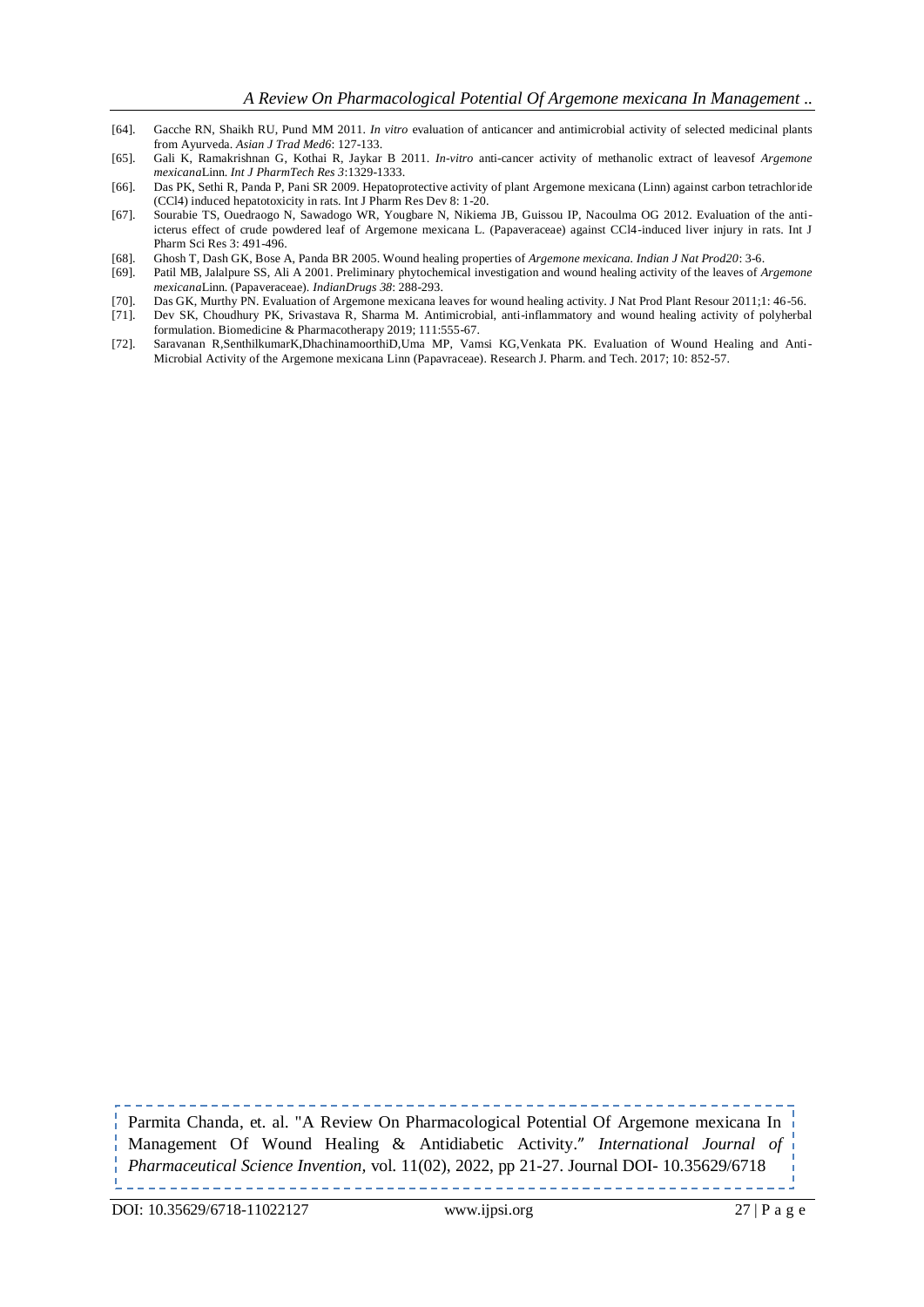[64]. Gacche RN, Shaikh RU, Pund MM 2011. *In vitro* evaluation of anticancer and antimicrobial activity of selected medicinal plants from Ayurveda. *Asian J Trad Med6*: 127-133.

[65]. Gali K, Ramakrishnan G, Kothai R, Jaykar B 2011. *In-vitro* anti-cancer activity of methanolic extract of leavesof *Argemone mexicana*Linn. *Int J PharmTech Res 3*:1329-1333.

[66]. Das PK, Sethi R, Panda P, Pani SR 2009. Hepatoprotective activity of plant Argemone mexicana (Linn) against carbon tetrachloride ($CCl_4$) induced hepatotoxicity in rats. Int J Pharm Res Dev 8: 1-20.

[67]. Sourabie TS, Ouedraogo N, Sawadogo WR, Yougbare N, Nikiema JB, Guissou IP, Nacoulma OG 2012. Evaluation of the anti-icterus effect of crude powdered leaf of Argemone mexicana L. (Papaveraceae) against $CCl_4$-induced liver injury in rats. Int J Pharm Sci Res 3: 491-496.

[68]. Ghosh T, Dash GK, Bose A, Panda BR 2005. Wound healing properties of *Argemone mexicana. Indian J Nat Prod20*: 3-6.

[69]. Patil MB, Jalalpure SS, Ali A 2001. Preliminary phytochemical investigation and wound healing activity of the leaves of *Argemone mexicana*Linn. (Papaveraceae). *IndianDrugs 38*: 288-293.

[70]. Das GK, Murthy PN. Evaluation of Argemone mexicana leaves for wound healing activity. J Nat Prod Plant Resour 2011;1: 46-56.

[71]. Dev SK, Choudhury PK, Srivastava R, Sharma M. Antimicrobial, anti-inflammatory and wound healing activity of polyherbal formulation. Biomedicine & Pharmacotherapy 2019; 111:555-67.

[72]. Saravanan R,SenthilkumarK,DhachinamoorthiD,Uma MP, Vamsi KG,Venkata PK. Evaluation of Wound Healing and Anti-Microbial Activity of the Argemone mexicana Linn (Papavraceae). Research J. Pharm. and Tech. 2017; 10: 852-57.

Parmita Chanda, et. al. "A Review On Pharmacological Potential Of Argemone mexicana In Management Of Wound Healing & Antidiabetic Activity." *International Journal of Pharmaceutical Science Invention*, vol. 11(02), 2022, pp 21-27. Journal DOI- 10.35629/6718